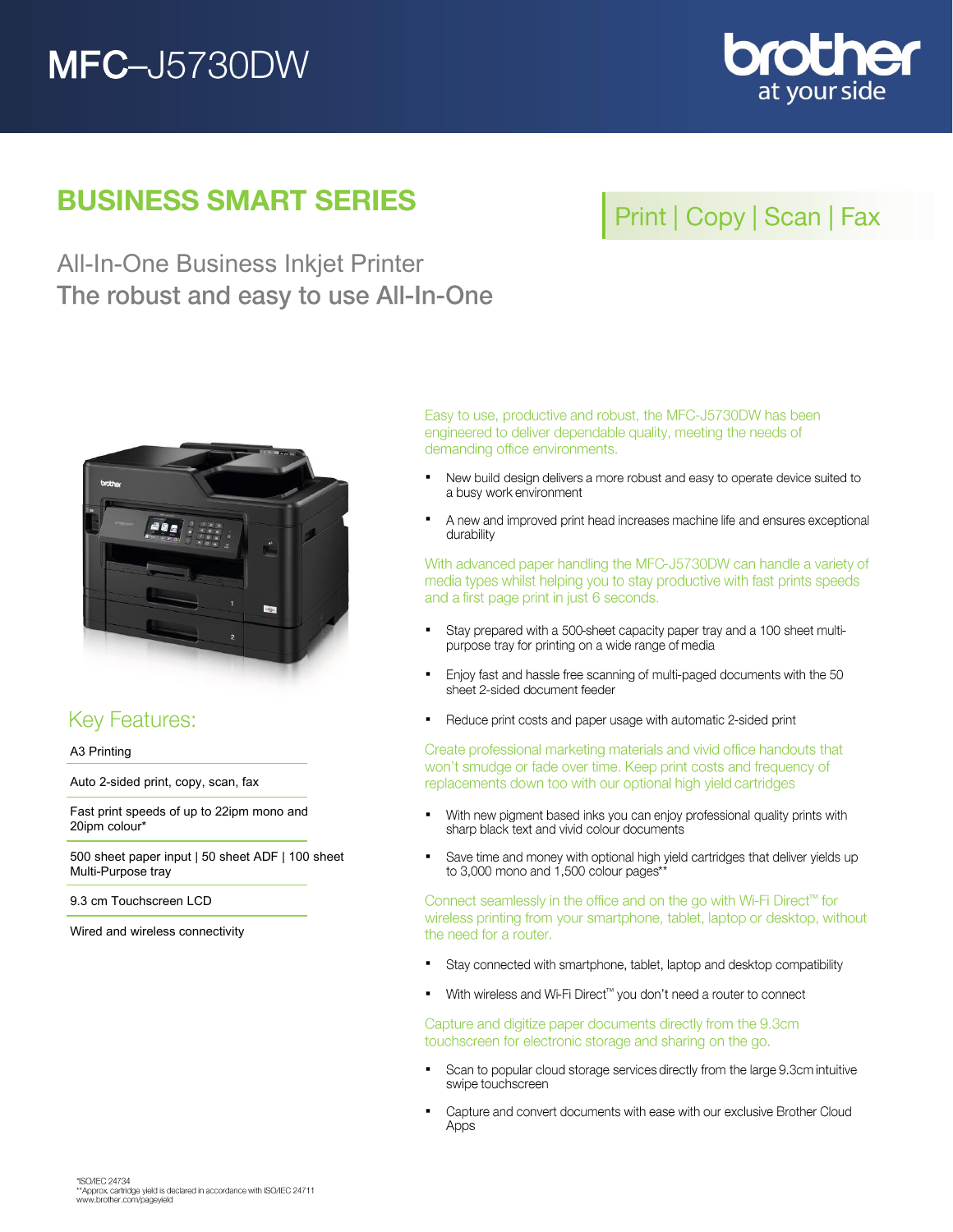# MFC–J5730DW

brother
at your side

## BUSINESS SMART SERIES

Print | Copy | Scan | Fax

### All-In-One Business Inkjet Printer
### The robust and easy to use All-In-One

## Key Features:

- A3 Printing
- Auto 2-sided print, copy, scan, fax
- Fast print speeds of up to 22ipm mono and 20ipm colour*
- 500 sheet paper input | 50 sheet ADF | 100 sheet Multi-Purpose tray
- 9.3 cm Touchscreen LCD
- Wired and wireless connectivity

Easy to use, productive and robust, the MFC-J5730DW has been engineered to deliver dependable quality, meeting the needs of demanding office environments.

- New build design delivers a more robust and easy to operate device suited to a busy work environment
- A new and improved print head increases machine life and ensures exceptional durability

With advanced paper handling the MFC-J5730DW can handle a variety of media types whilst helping you to stay productive with fast prints speeds and a first page print in just 6 seconds.

- Stay prepared with a 500-sheet capacity paper tray and a 100 sheet multi-purpose tray for printing on a wide range of media
- Enjoy fast and hassle free scanning of multi-paged documents with the 50 sheet 2-sided document feeder
- Reduce print costs and paper usage with automatic 2-sided print

Create professional marketing materials and vivid office handouts that won't smudge or fade over time. Keep print costs and frequency of replacements down too with our optional high yield cartridges

- With new pigment based inks you can enjoy professional quality prints with sharp black text and vivid colour documents
- Save time and money with optional high yield cartridges that deliver yields up to 3,000 mono and 1,500 colour pages**

Connect seamlessly in the office and on the go with Wi-Fi Direct™ for wireless printing from your smartphone, tablet, laptop or desktop, without the need for a router.

- Stay connected with smartphone, tablet, laptop and desktop compatibility
- With wireless and Wi-Fi Direct™ you don't need a router to connect

Capture and digitize paper documents directly from the 9.3cm touchscreen for electronic storage and sharing on the go.

- Scan to popular cloud storage services directly from the large 9.3cm intuitive swipe touchscreen
- Capture and convert documents with ease with our exclusive Brother Cloud Apps

*ISO/IEC 24734
**Approx cartridge yield is declared in accordance with ISO/IEC 24711
www.brother.com/pageyield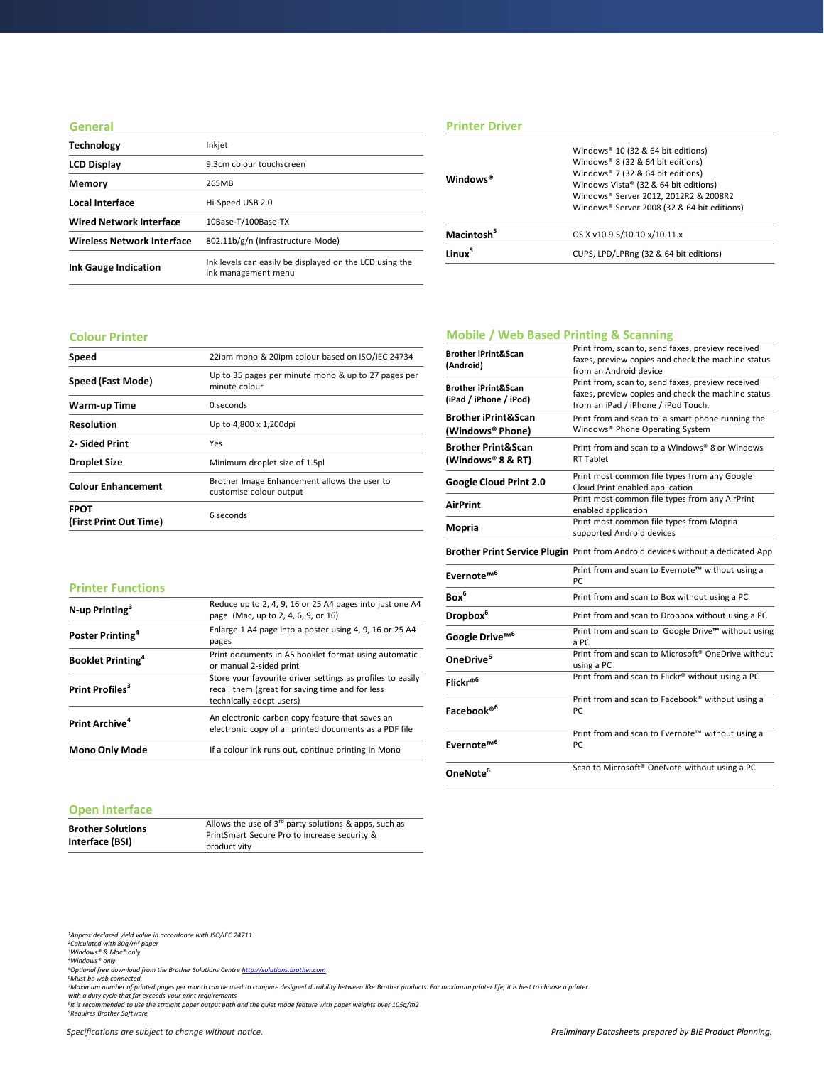## General

| | |
|---|---|
| **Technology** | Inkjet |
| **LCD Display** | 9.3cm colour touchscreen |
| **Memory** | 265MB |
| **Local Interface** | Hi-Speed USB 2.0 |
| **Wired Network Interface** | 10Base-T/100Base-TX |
| **Wireless Network Interface** | 802.11b/g/n (Infrastructure Mode) |
| **Ink Gauge Indication** | Ink levels can easily be displayed on the LCD using the ink management menu |

## Colour Printer

| | |
|---|---|
| **Speed** | 22ipm mono & 20ipm colour based on ISO/IEC 24734 |
| **Speed (Fast Mode)** | Up to 35 pages per minute mono & up to 27 pages per minute colour |
| **Warm-up Time** | 0 seconds |
| **Resolution** | Up to 4,800 x 1,200dpi |
| **2- Sided Print** | Yes |
| **Droplet Size** | Minimum droplet size of 1.5pl |
| **Colour Enhancement** | Brother Image Enhancement allows the user to customise colour output |
| **FPOT (First Print Out Time)** | 6 seconds |

## Printer Functions

| | |
|---|---|
| **N-up Printing**[3] | Reduce up to 2, 4, 9, 16 or 25 A4 pages into just one A4 page (Mac, up to 2, 4, 6, 9, or 16) |
| **Poster Printing**[4] | Enlarge 1 A4 page into a poster using 4, 9, 16 or 25 A4 pages |
| **Booklet Printing**[4] | Print documents in A5 booklet format using automatic or manual 2-sided print |
| **Print Profiles**[3] | Store your favourite driver settings as profiles to easily recall them (great for saving time and for less technically adept users) |
| **Print Archive**[4] | An electronic carbon copy feature that saves an electronic copy of all printed documents as a PDF file |
| **Mono Only Mode** | If a colour ink runs out, continue printing in Mono |

## Open Interface

| | |
|---|---|
| **Brother Solutions Interface (BSI)** | Allows the use of 3rd party solutions & apps, such as PrintSmart Secure Pro to increase security & productivity |

## Printer Driver

| | |
|---|---|
| **Windows®** | Windows® 10 (32 & 64 bit editions)<br>Windows® 8 (32 & 64 bit editions)<br>Windows® 7 (32 & 64 bit editions)<br>Windows Vista® (32 & 64 bit editions)<br>Windows® Server 2012, 2012R2 & 2008R2<br>Windows® Server 2008 (32 & 64 bit editions) |
| **Macintosh**[5] | OS X v10.9.5/10.10.x/10.11.x |
| **Linux**[5] | CUPS, LPD/LPRng (32 & 64 bit editions) |

## Mobile / Web Based Printing & Scanning

| | |
|---|---|
| **Brother iPrint&Scan (Android)** | Print from, scan to, send faxes, preview received faxes, preview copies and check the machine status from an Android device |
| **Brother iPrint&Scan (iPad / iPhone / iPod)** | Print from, scan to, send faxes, preview received faxes, preview copies and check the machine status from an iPad / iPhone / iPod Touch. |
| **Brother iPrint&Scan (Windows® Phone)** | Print from and scan to a smart phone running the Windows® Phone Operating System |
| **Brother Print&Scan (Windows® 8 & RT)** | Print from and scan to a Windows® 8 or Windows RT Tablet |
| **Google Cloud Print 2.0** | Print most common file types from any Google Cloud Print enabled application |
| **AirPrint** | Print most common file types from any AirPrint enabled application |
| **Mopria** | Print most common file types from Mopria supported Android devices |
| **Brother Print Service Plugin** | Print from Android devices without a dedicated App |
| **Evernote™**[6] | Print from and scan to Evernote™ without using a PC |
| **Box**[6] | Print from and scan to Box without using a PC |
| **Dropbox**[6] | Print from and scan to Dropbox without using a PC |
| **Google Drive™**[6] | Print from and scan to Google Drive™ without using a PC |
| **OneDrive**[6] | Print from and scan to Microsoft® OneDrive without using a PC |
| **Flickr®**[6] | Print from and scan to Flickr® without using a PC |
| **Facebook®**[6] | Print from and scan to Facebook® without using a PC |
| **Evernote™**[6] | Print from and scan to Evernote™ without using a PC |
| **OneNote**[6] | Scan to Microsoft® OneNote without using a PC |

*[1]Approx declared yield value in accordance with ISO/IEC 24711*
*[2]Calculated with 80g/m² paper*
*[3]Windows® & Mac® only*
*[4]Windows® only*
*[5]Optional free download from the Brother Solutions Centre http://solutions.brother.com*
*[6]Must be web connected*
*[7]Maximum number of printed pages per month can be used to compare designed durability between like Brother products. For maximum printer life, it is best to choose a printer with a duty cycle that far exceeds your print requirements*
*[8]It is recommended to use the straight paper output path and the quiet mode feature with paper weights over 105g/m2*
*[9]Requires Brother Software*

*Specifications are subject to change without notice.*

*Preliminary Datasheets prepared by BIE Product Planning.*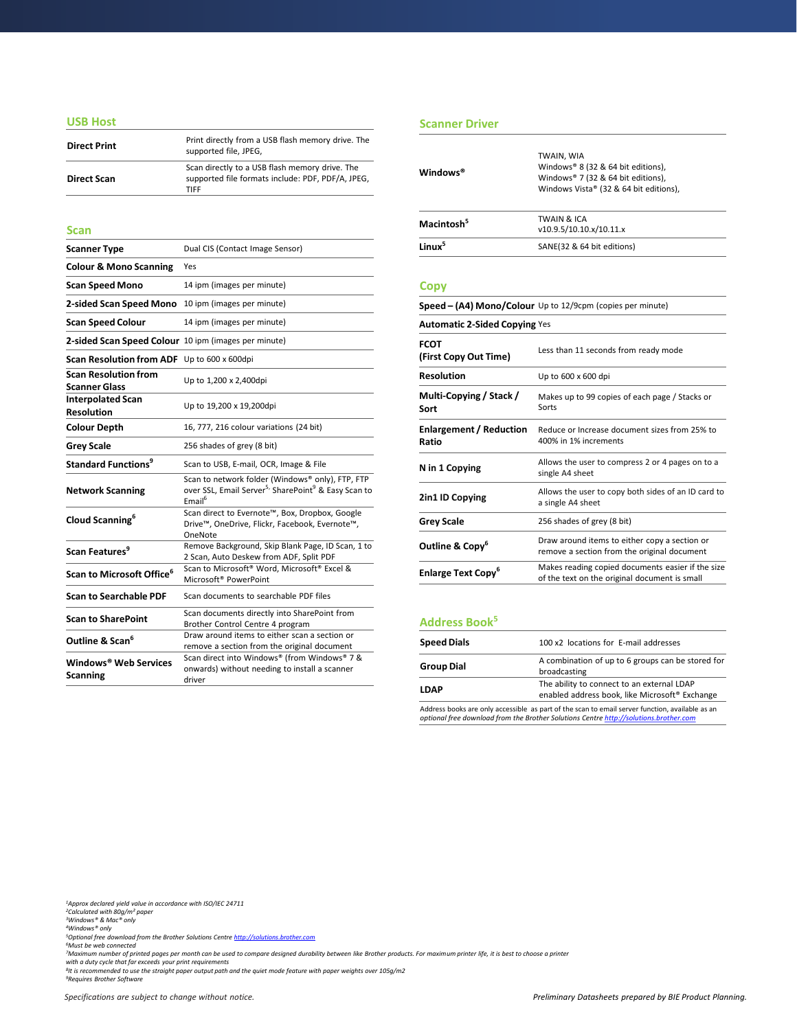## USB Host

| | |
|---|---|
| **Direct Print** | Print directly from a USB flash memory drive. The supported file, JPEG, |
| **Direct Scan** | Scan directly to a USB flash memory drive. The supported file formats include: PDF, PDF/A, JPEG, TIFF |

## Scan

| | |
|---|---|
| **Scanner Type** | Dual CIS (Contact Image Sensor) |
| **Colour & Mono Scanning** | Yes |
| **Scan Speed Mono** | 14 ipm (images per minute) |
| **2-sided Scan Speed Mono** | 10 ipm (images per minute) |
| **Scan Speed Colour** | 14 ipm (images per minute) |
| **2-sided Scan Speed Colour** | 10 ipm (images per minute) |
| **Scan Resolution from ADF** | Up to 600 x 600dpi |
| **Scan Resolution from Scanner Glass** | Up to 1,200 x 2,400dpi |
| **Interpolated Scan Resolution** | Up to 19,200 x 19,200dpi |
| **Colour Depth** | 16, 777, 216 colour variations (24 bit) |
| **Grey Scale** | 256 shades of grey (8 bit) |
| **Standard Functions**[9] | Scan to USB, E-mail, OCR, Image & File |
| **Network Scanning** | Scan to network folder (Windows® only), FTP, FTP over SSL, Email Server[5,] SharePoint[9] & Easy Scan to Email[6] |
| **Cloud Scanning**[6] | Scan direct to Evernote™, Box, Dropbox, Google Drive™, OneDrive, Flickr, Facebook, Evernote™, OneNote |
| **Scan Features**[9] | Remove Background, Skip Blank Page, ID Scan, 1 to 2 Scan, Auto Deskew from ADF, Split PDF |
| **Scan to Microsoft Office**[6] | Scan to Microsoft® Word, Microsoft® Excel & Microsoft® PowerPoint |
| **Scan to Searchable PDF** | Scan documents to searchable PDF files |
| **Scan to SharePoint** | Scan documents directly into SharePoint from Brother Control Centre 4 program |
| **Outline & Scan**[6] | Draw around items to either scan a section or remove a section from the original document |
| **Windows® Web Services Scanning** | Scan direct into Windows® (from Windows® 7 & onwards) without needing to install a scanner driver |

## Scanner Driver

| | |
|---|---|
| **Windows®** | TWAIN, WIA<br>Windows® 8 (32 & 64 bit editions),<br>Windows® 7 (32 & 64 bit editions),<br>Windows Vista® (32 & 64 bit editions), |
| **Macintosh**[5] | TWAIN & ICA<br>v10.9.5/10.10.x/10.11.x |
| **Linux**[5] | SANE(32 & 64 bit editions) |

## Copy

| | |
|---|---|
| **Speed – (A4) Mono/Colour** | Up to 12/9cpm (copies per minute) |
| **Automatic 2-Sided Copying** | Yes |
| **FCOT (First Copy Out Time)** | Less than 11 seconds from ready mode |
| **Resolution** | Up to 600 x 600 dpi |
| **Multi-Copying / Stack / Sort** | Makes up to 99 copies of each page / Stacks or Sorts |
| **Enlargement / Reduction Ratio** | Reduce or Increase document sizes from 25% to 400% in 1% increments |
| **N in 1 Copying** | Allows the user to compress 2 or 4 pages on to a single A4 sheet |
| **2in1 ID Copying** | Allows the user to copy both sides of an ID card to a single A4 sheet |
| **Grey Scale** | 256 shades of grey (8 bit) |
| **Outline & Copy**[6] | Draw around items to either copy a section or remove a section from the original document |
| **Enlarge Text Copy**[6] | Makes reading copied documents easier if the size of the text on the original document is small |

## Address Book[5]

| | |
|---|---|
| **Speed Dials** | 100 x2 locations for E-mail addresses |
| **Group Dial** | A combination of up to 6 groups can be stored for broadcasting |
| **LDAP** | The ability to connect to an external LDAP enabled address book, like Microsoft® Exchange |

*Address books are only accessible as part of the scan to email server function, available as an optional free download from the Brother Solutions Centre http://solutions.brother.com*

*[1]Approx declared yield value in accordance with ISO/IEC 24711*
*[2]Calculated with 80g/m² paper*
*[3]Windows® & Mac® only*
*[4]Windows® only*
*[5]Optional free download from the Brother Solutions Centre http://solutions.brother.com*
*[6]Must be web connected*
*[7]Maximum number of printed pages per month can be used to compare designed durability between like Brother products. For maximum printer life, it is best to choose a printer with a duty cycle that far exceeds your print requirements*
*[8]It is recommended to use the straight paper output path and the quiet mode feature with paper weights over 105g/m2*
*[9]Requires Brother Software*

*Specifications are subject to change without notice.*

*Preliminary Datasheets prepared by BIE Product Planning.*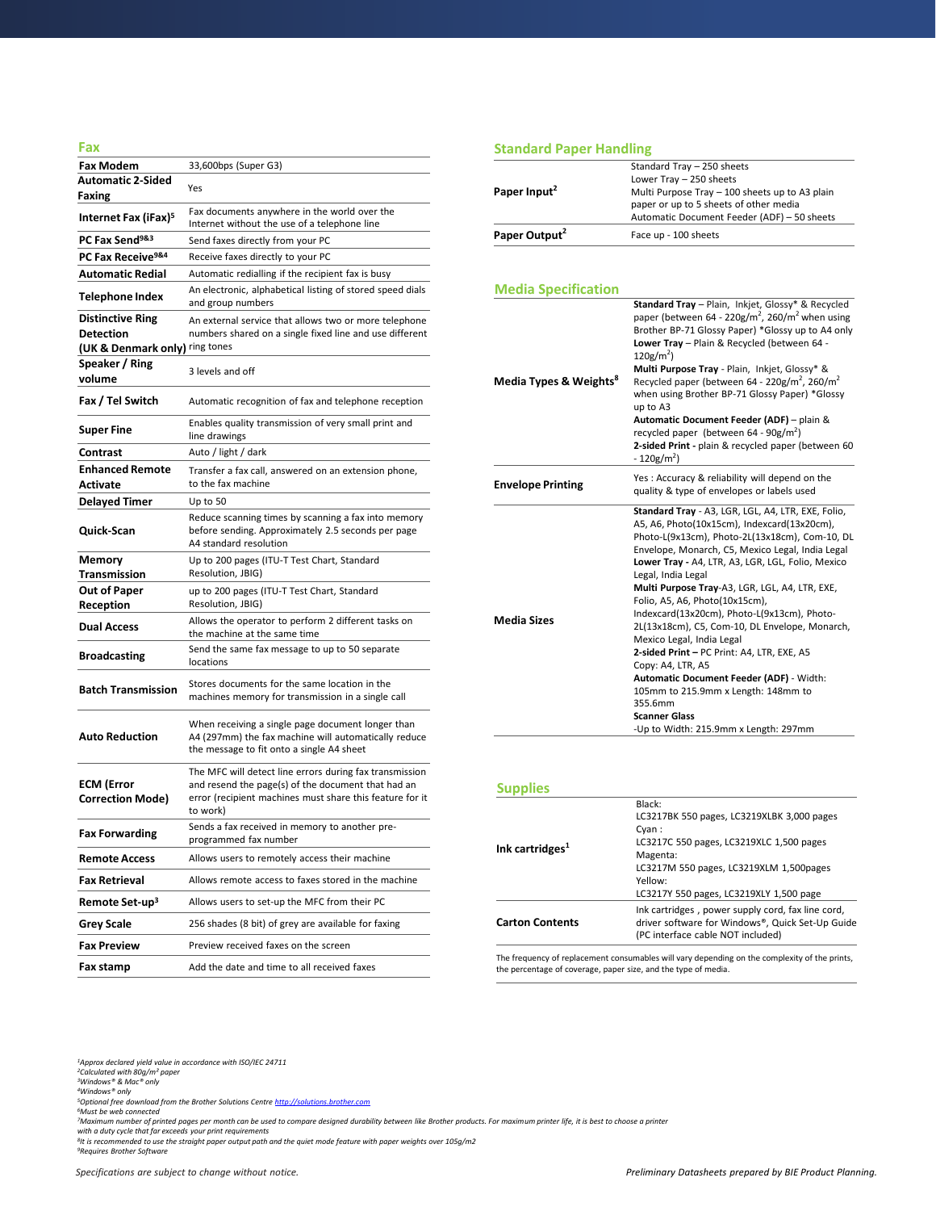## Fax

| | |
|---|---|
| **Fax Modem** | 33,600bps (Super G3) |
| **Automatic 2-Sided Faxing** | Yes |
| **Internet Fax (iFax)**[5] | Fax documents anywhere in the world over the Internet without the use of a telephone line |
| **PC Fax Send**[9&3] | Send faxes directly from your PC |
| **PC Fax Receive**[9&4] | Receive faxes directly to your PC |
| **Automatic Redial** | Automatic redialling if the recipient fax is busy |
| **Telephone Index** | An electronic, alphabetical listing of stored speed dials and group numbers |
| **Distinctive Ring Detection (UK & Denmark only)** | An external service that allows two or more telephone numbers shared on a single fixed line and use different ring tones |
| **Speaker / Ring volume** | 3 levels and off |
| **Fax / Tel Switch** | Automatic recognition of fax and telephone reception |
| **Super Fine** | Enables quality transmission of very small print and line drawings |
| **Contrast** | Auto / light / dark |
| **Enhanced Remote Activate** | Transfer a fax call, answered on an extension phone, to the fax machine |
| **Delayed Timer** | Up to 50 |
| **Quick-Scan** | Reduce scanning times by scanning a fax into memory before sending. Approximately 2.5 seconds per page A4 standard resolution |
| **Memory Transmission** | Up to 200 pages (ITU-T Test Chart, Standard Resolution, JBIG) |
| **Out of Paper Reception** | up to 200 pages (ITU-T Test Chart, Standard Resolution, JBIG) |
| **Dual Access** | Allows the operator to perform 2 different tasks on the machine at the same time |
| **Broadcasting** | Send the same fax message to up to 50 separate locations |
| **Batch Transmission** | Stores documents for the same location in the machines memory for transmission in a single call |
| **Auto Reduction** | When receiving a single page document longer than A4 (297mm) the fax machine will automatically reduce the message to fit onto a single A4 sheet |
| **ECM (Error Correction Mode)** | The MFC will detect line errors during fax transmission and resend the page(s) of the document that had an error (recipient machines must share this feature for it to work) |
| **Fax Forwarding** | Sends a fax received in memory to another pre-programmed fax number |
| **Remote Access** | Allows users to remotely access their machine |
| **Fax Retrieval** | Allows remote access to faxes stored in the machine |
| **Remote Set-up**[3] | Allows users to set-up the MFC from their PC |
| **Grey Scale** | 256 shades (8 bit) of grey are available for faxing |
| **Fax Preview** | Preview received faxes on the screen |
| **Fax stamp** | Add the date and time to all received faxes |

## Standard Paper Handling

| | |
|---|---|
| **Paper Input**[2] | Standard Tray – 250 sheets<br>Lower Tray – 250 sheets<br>Multi Purpose Tray – 100 sheets up to A3 plain paper or up to 5 sheets of other media<br>Automatic Document Feeder (ADF) – 50 sheets |
| **Paper Output**[2] | Face up - 100 sheets |

## Media Specification

| | |
|---|---|
| **Media Types & Weights**[8] | **Standard Tray** – Plain, Inkjet, Glossy* & Recycled paper (between 64 - 220g/m², 260/m² when using Brother BP-71 Glossy Paper) *Glossy up to A4 only<br>**Lower Tray** – Plain & Recycled (between 64 - 120g/m²)<br>**Multi Purpose Tray** - Plain, Inkjet, Glossy* & Recycled paper (between 64 - 220g/m², 260/m² when using Brother BP-71 Glossy Paper) *Glossy up to A3<br>**Automatic Document Feeder (ADF)** – plain & recycled paper (between 64 - 90g/m²)<br>**2-sided Print** - plain & recycled paper (between 60 - 120g/m²) |
| **Envelope Printing** | Yes : Accuracy & reliability will depend on the quality & type of envelopes or labels used |
| **Media Sizes** | **Standard Tray** - A3, LGR, LGL, A4, LTR, EXE, Folio, A5, A6, Photo(10x15cm), Indexcard(13x20cm), Photo-L(9x13cm), Photo-2L(13x18cm), Com-10, DL Envelope, Monarch, C5, Mexico Legal, India Legal<br>**Lower Tray -** A4, LTR, A3, LGR, LGL, Folio, Mexico Legal, India Legal<br>**Multi Purpose Tray**-A3, LGR, LGL, A4, LTR, EXE, Folio, A5, A6, Photo(10x15cm), Indexcard(13x20cm), Photo-L(9x13cm), Photo-2L(13x18cm), C5, Com-10, DL Envelope, Monarch, Mexico Legal, India Legal<br>**2-sided Print –** PC Print: A4, LTR, EXE, A5<br>Copy: A4, LTR, A5<br>**Automatic Document Feeder (ADF)** - Width: 105mm to 215.9mm x Length: 148mm to 355.6mm<br>**Scanner Glass**<br>-Up to Width: 215.9mm x Length: 297mm |

## Supplies

| | |
|---|---|
| **Ink cartridges**[1] | Black:<br>LC3217BK 550 pages, LC3219XLBK 3,000 pages<br>Cyan :<br>LC3217C 550 pages, LC3219XLC 1,500 pages<br>Magenta:<br>LC3217M 550 pages, LC3219XLM 1,500pages<br>Yellow:<br>LC3217Y 550 pages, LC3219XLY 1,500 page |
| **Carton Contents** | Ink cartridges , power supply cord, fax line cord, driver software for Windows®, Quick Set-Up Guide (PC interface cable NOT included) |

The frequency of replacement consumables will vary depending on the complexity of the prints, the percentage of coverage, paper size, and the type of media.

*[1]Approx declared yield value in accordance with ISO/IEC 24711*
*[2]Calculated with 80g/m² paper*
*[3]Windows® & Mac® only*
*[4]Windows® only*
*[5]Optional free download from the Brother Solutions Centre http://solutions.brother.com*
*[6]Must be web connected*
*[7]Maximum number of printed pages per month can be used to compare designed durability between like Brother products. For maximum printer life, it is best to choose a printer with a duty cycle that far exceeds your print requirements*
*[8]It is recommended to use the straight paper output path and the quiet mode feature with paper weights over 105g/m2*
*[9]Requires Brother Software*

*Specifications are subject to change without notice.*

*Preliminary Datasheets prepared by BIE Product Planning.*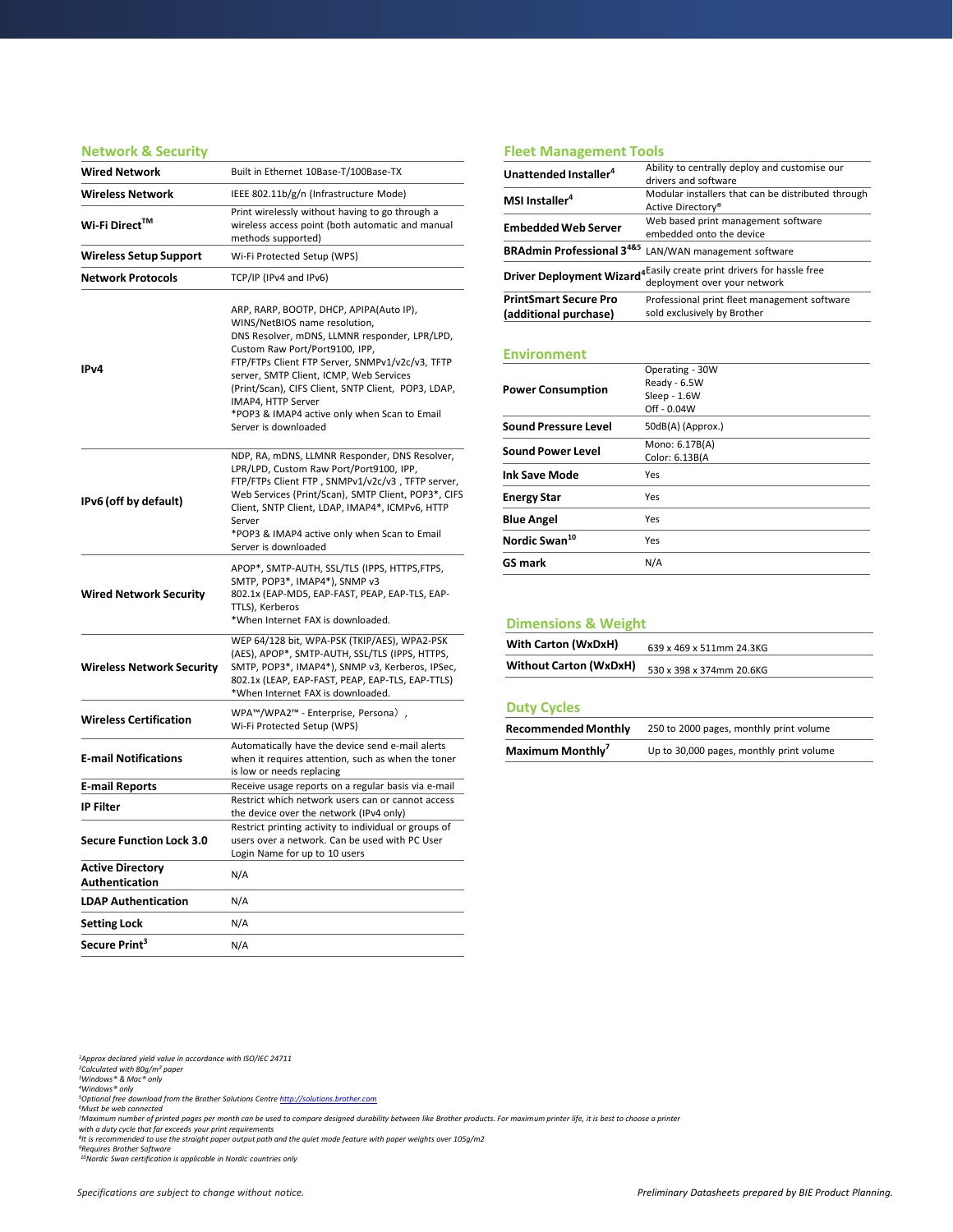## Network & Security

| | |
|---|---|
| **Wired Network** | Built in Ethernet 10Base-T/100Base-TX |
| **Wireless Network** | IEEE 802.11b/g/n (Infrastructure Mode) |
| **Wi-Fi Direct™** | Print wirelessly without having to go through a wireless access point (both automatic and manual methods supported) |
| **Wireless Setup Support** | Wi-Fi Protected Setup (WPS) |
| **Network Protocols** | TCP/IP (IPv4 and IPv6) |
| **IPv4** | ARP, RARP, BOOTP, DHCP, APIPA(Auto IP), WINS/NetBIOS name resolution, DNS Resolver, mDNS, LLMNR responder, LPR/LPD, Custom Raw Port/Port9100, IPP, FTP/FTPs Client FTP Server, SNMPv1/v2c/v3, TFTP server, SMTP Client, ICMP, Web Services (Print/Scan), CIFS Client, SNTP Client, POP3, LDAP, IMAP4, HTTP Server<br>*POP3 & IMAP4 active only when Scan to Email Server is downloaded |
| **IPv6 (off by default)** | NDP, RA, mDNS, LLMNR Responder, DNS Resolver, LPR/LPD, Custom Raw Port/Port9100, IPP, FTP/FTPs Client FTP , SNMPv1/v2c/v3 , TFTP server, Web Services (Print/Scan), SMTP Client, POP3*, CIFS Client, SNTP Client, LDAP, IMAP4*, ICMPv6, HTTP Server<br>*POP3 & IMAP4 active only when Scan to Email Server is downloaded |
| **Wired Network Security** | APOP*, SMTP-AUTH, SSL/TLS (IPPS, HTTPS,FTPS, SMTP, POP3*, IMAP4*), SNMP v3 802.1x (EAP-MD5, EAP-FAST, PEAP, EAP-TLS, EAP-TTLS), Kerberos<br>*When Internet FAX is downloaded. |
| **Wireless Network Security** | WEP 64/128 bit, WPA-PSK (TKIP/AES), WPA2-PSK (AES), APOP*, SMTP-AUTH, SSL/TLS (IPPS, HTTPS, SMTP, POP3*, IMAP4*), SNMP v3, Kerberos, IPSec, 802.1x (LEAP, EAP-FAST, PEAP, EAP-TLS, EAP-TTLS)<br>*When Internet FAX is downloaded. |
| **Wireless Certification** | WPA™/WPA2™ - Enterprise, Persona）,<br>Wi-Fi Protected Setup (WPS) |
| **E-mail Notifications** | Automatically have the device send e-mail alerts when it requires attention, such as when the toner is low or needs replacing |
| **E-mail Reports** | Receive usage reports on a regular basis via e-mail |
| **IP Filter** | Restrict which network users can or cannot access the device over the network (IPv4 only) |
| **Secure Function Lock 3.0** | Restrict printing activity to individual or groups of users over a network. Can be used with PC User Login Name for up to 10 users |
| **Active Directory Authentication** | N/A |
| **LDAP Authentication** | N/A |
| **Setting Lock** | N/A |
| **Secure Print[3]** | N/A |

## Fleet Management Tools

| | |
|---|---|
| **Unattended Installer[4]** | Ability to centrally deploy and customise our drivers and software |
| **MSI Installer[4]** | Modular installers that can be distributed through Active Directory® |
| **Embedded Web Server** | Web based print management software embedded onto the device |
| **BRAdmin Professional 3[4&5]** | LAN/WAN management software |
| **Driver Deployment Wizard[4]** | Easily create print drivers for hassle free deployment over your network |
| **PrintSmart Secure Pro (additional purchase)** | Professional print fleet management software sold exclusively by Brother |

## Environment

| | |
|---|---|
| **Power Consumption** | Operating - 30W<br>Ready - 6.5W<br>Sleep - 1.6W<br>Off - 0.04W |
| **Sound Pressure Level** | 50dB(A) (Approx.) |
| **Sound Power Level** | Mono: 6.17B(A)<br>Color: 6.13B(A |
| **Ink Save Mode** | Yes |
| **Energy Star** | Yes |
| **Blue Angel** | Yes |
| **Nordic Swan[10]** | Yes |
| **GS mark** | N/A |

## Dimensions & Weight

| | |
|---|---|
| **With Carton (WxDxH)** | 639 x 469 x 511mm 24.3KG |
| **Without Carton (WxDxH)** | 530 x 398 x 374mm 20.6KG |

## Duty Cycles

| | |
|---|---|
| **Recommended Monthly** | 250 to 2000 pages, monthly print volume |
| **Maximum Monthly[7]** | Up to 30,000 pages, monthly print volume |

*[1]Approx declared yield value in accordance with ISO/IEC 24711*
*[2]Calculated with 80g/m² paper*
*[3]Windows® & Mac® only*
*[4]Windows® only*
*[5]Optional free download from the Brother Solutions Centre http://solutions.brother.com*
*[6]Must be web connected*
*[7]Maximum number of printed pages per month can be used to compare designed durability between like Brother products. For maximum printer life, it is best to choose a printer with a duty cycle that far exceeds your print requirements*
*[8]It is recommended to use the straight paper output path and the quiet mode feature with paper weights over 105g/m2*
*[9]Requires Brother Software*
*[10]Nordic Swan certification is applicable in Nordic countries only*

*Specifications are subject to change without notice.*

*Preliminary Datasheets prepared by BIE Product Planning.*